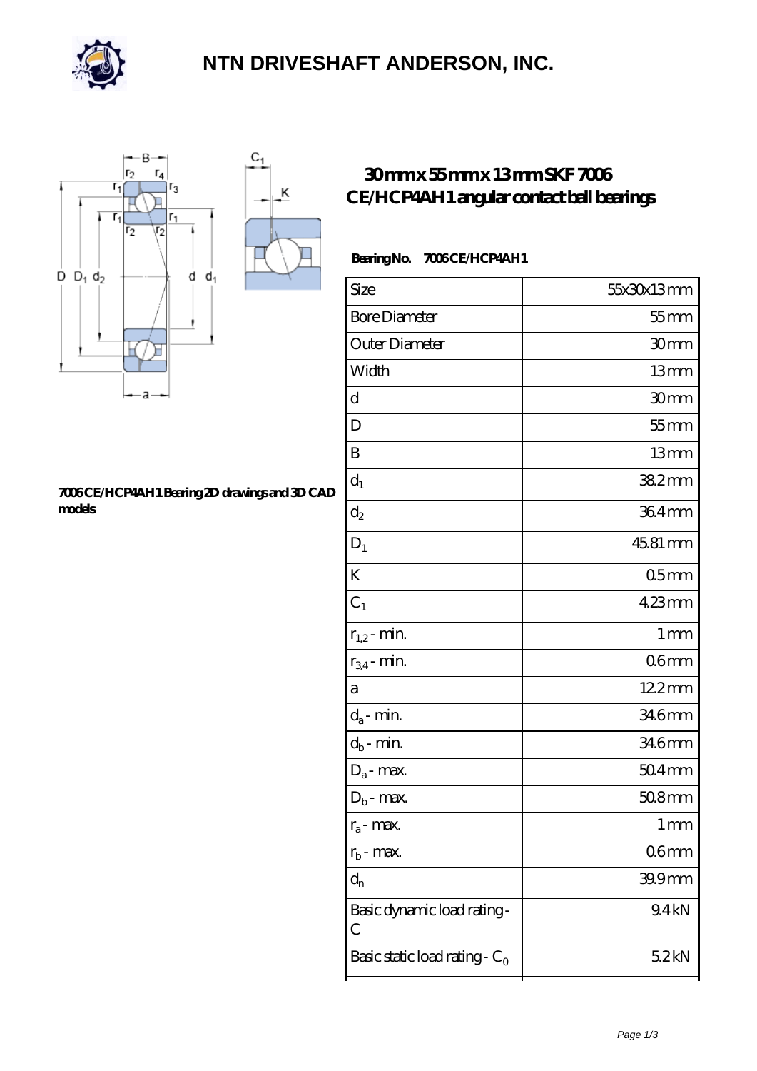# NTN DRIVESHAFT ANDERSON, INC.

7006 CE/HCP4AH1 Bearing 2D drawings and 3D CAD models

## 30 mm x 55 mm x 13 mm SKF 7006 CE/HCP4AH1 angular contact ball bearings

**Bearing No. 7006 CE/HCP4AH1**

| Size | 55x30x13 mm |
|---|---|
| Bore Diameter | 55 mm |
| Outer Diameter | 30 mm |
| Width | 13 mm |
| d | 30 mm |
| D | 55 mm |
| B | 13 mm |
| $d_1$ | 38.2 mm |
| $d_2$ | 36.4 mm |
| $D_1$ | 45.81 mm |
| K | 0.5 mm |
| $C_1$ | 4.23 mm |
| $r_{1,2}$ - min. | 1 mm |
| $r_{3,4}$ - min. | 0.6 mm |
| a | 12.2 mm |
| $d_a$ - min. | 34.6 mm |
| $d_b$ - min. | 34.6 mm |
| $D_a$ - max. | 50.4 mm |
| $D_b$ - max. | 50.8 mm |
| $r_a$ - max. | 1 mm |
| $r_b$ - max. | 0.6 mm |
| $d_n$ | 39.9 mm |
| Basic dynamic load rating - C | 9.4 kN |
| Basic static load rating - $C_0$ | 5.2 kN |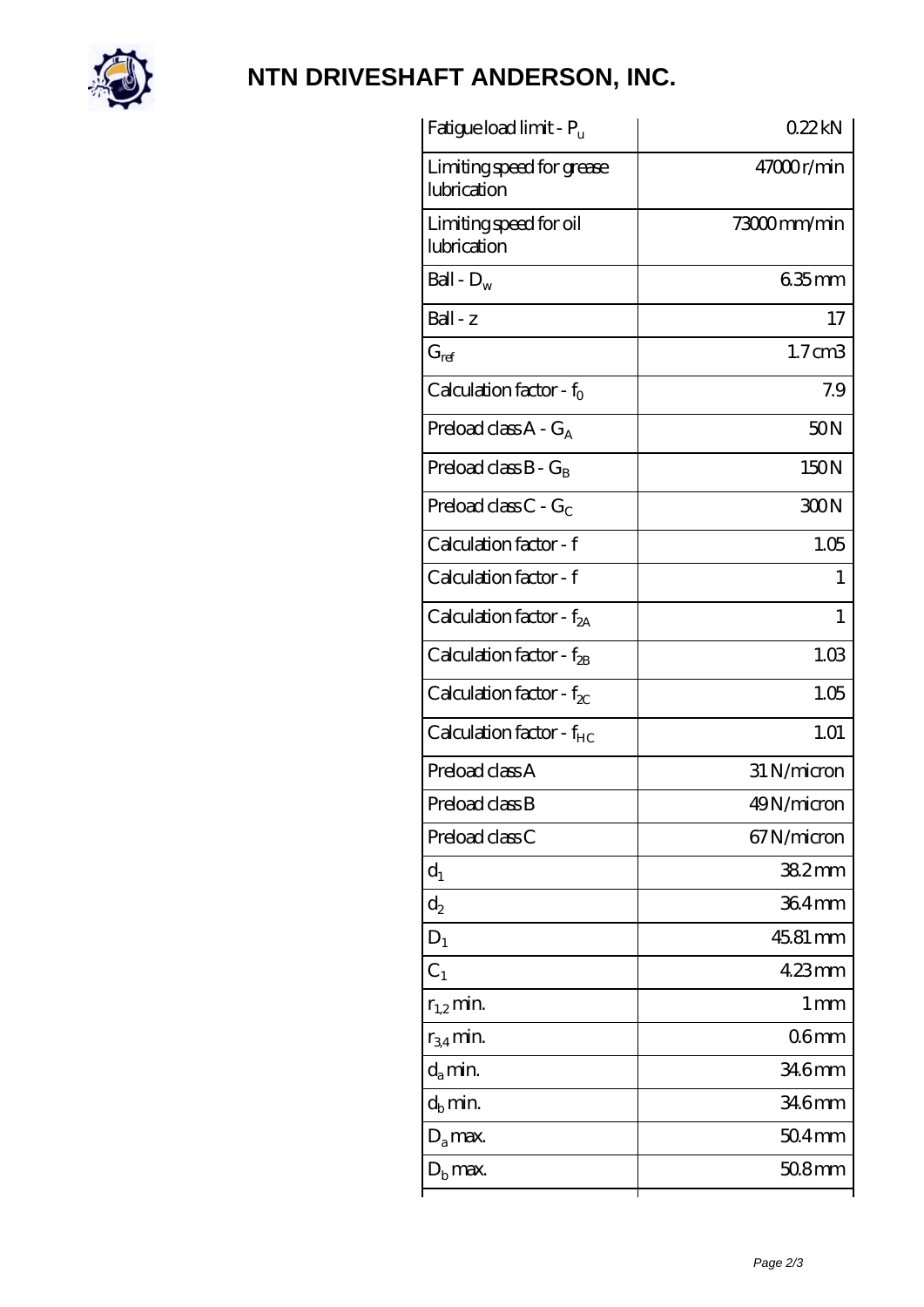# NTN DRIVESHAFT ANDERSON, INC.

| | |
|---|---|
| Fatigue load limit - $P_u$ | 0.22 kN |
| Limiting speed for grease lubrication | 47000 r/min |
| Limiting speed for oil lubrication | 73000 mm/min |
| Ball - $D_w$ | 6.35 mm |
| Ball - z | 17 |
| $G_{ref}$ | 1.7 cm3 |
| Calculation factor - $f_0$ | 7.9 |
| Preload class A - $G_A$ | 50 N |
| Preload class B - $G_B$ | 150 N |
| Preload class C - $G_C$ | 300 N |
| Calculation factor - f | 1.05 |
| Calculation factor - f | 1 |
| Calculation factor - $f_{2A}$ | 1 |
| Calculation factor - $f_{2B}$ | 1.03 |
| Calculation factor - $f_{2C}$ | 1.05 |
| Calculation factor - $f_{HC}$ | 1.01 |
| Preload class A | 31 N/micron |
| Preload class B | 49 N/micron |
| Preload class C | 67 N/micron |
| $d_1$ | 38.2 mm |
| $d_2$ | 36.4 mm |
| $D_1$ | 45.81 mm |
| $C_1$ | 4.23 mm |
| $r_{1,2}$ min. | 1 mm |
| $r_{3,4}$ min. | 0.6 mm |
| $d_a$ min. | 34.6 mm |
| $d_b$ min. | 34.6 mm |
| $D_a$ max. | 50.4 mm |
| $D_b$ max. | 50.8 mm |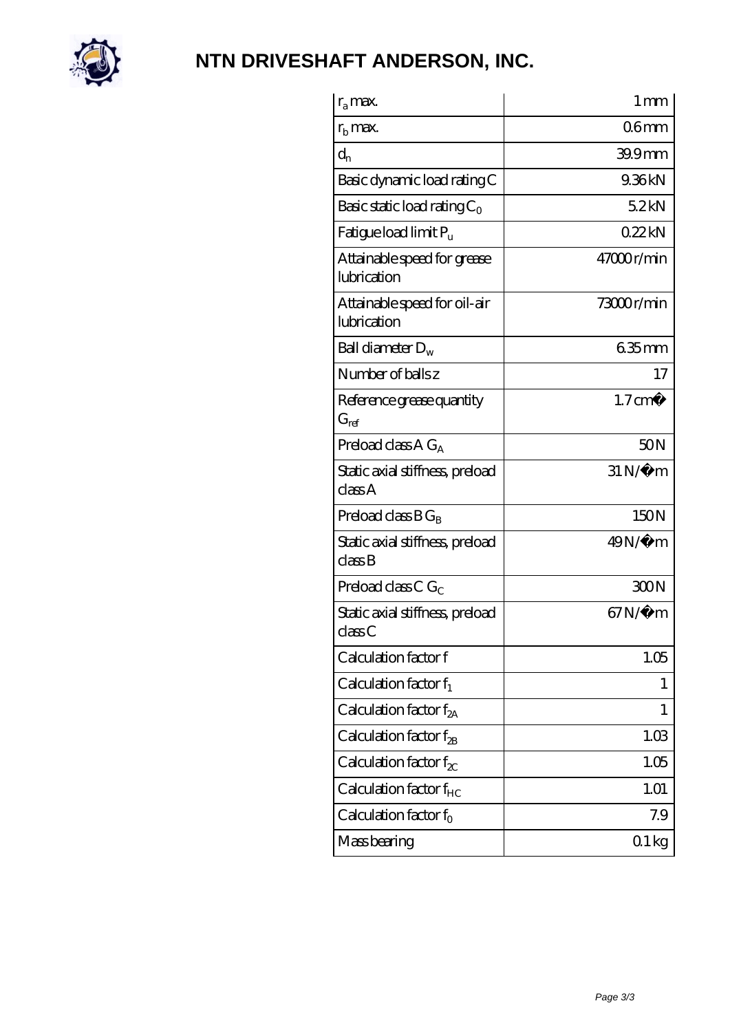# NTN DRIVESHAFT ANDERSON, INC.

| | |
|---|---|
| $r_a$ max. | 1 mm |
| $r_b$ max. | 0.6 mm |
| $d_n$ | 39.9 mm |
| Basic dynamic load rating C | 9.36 kN |
| Basic static load rating $C_0$ | 5.2 kN |
| Fatigue load limit $P_u$ | 0.22 kN |
| Attainable speed for grease lubrication | 47000 r/min |
| Attainable speed for oil-air lubrication | 73000 r/min |
| Ball diameter $D_w$ | 6.35 mm |
| Number of balls z | 17 |
| Reference grease quantity $G_{ref}$ | 1.7 cm� |
| Preload class A $G_A$ | 50 N |
| Static axial stiffness, preload class A | 31 N/�m |
| Preload class B $G_B$ | 150 N |
| Static axial stiffness, preload class B | 49 N/�m |
| Preload class C $G_C$ | 300 N |
| Static axial stiffness, preload class C | 67 N/�m |
| Calculation factor f | 1.05 |
| Calculation factor $f_1$ | 1 |
| Calculation factor $f_{2A}$ | 1 |
| Calculation factor $f_{2B}$ | 1.03 |
| Calculation factor $f_{2C}$ | 1.05 |
| Calculation factor $f_{HC}$ | 1.01 |
| Calculation factor $f_0$ | 7.9 |
| Mass bearing | 0.1 kg |